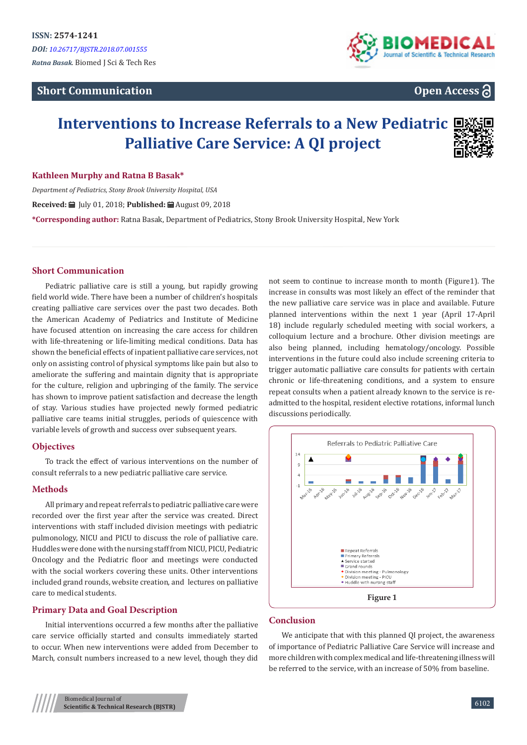ISSN: 2574-1241

*DOI: 10.26717/BJSTR.2018.07.001555*

*Ratna Basak.* Biomed J Sci & Tech Res

**Short Communication** — **Open Access**

# Interventions to Increase Referrals to a New Pediatric Palliative Care Service: A QI project

**Kathleen Murphy and Ratna B Basak***

*Department of Pediatrics, Stony Brook University Hospital, USA*

**Received:** July 01, 2018; **Published:** August 09, 2018

***Corresponding author:** Ratna Basak, Department of Pediatrics, Stony Brook University Hospital, New York

## Short Communication

Pediatric palliative care is still a young, but rapidly growing field world wide. There have been a number of children's hospitals creating palliative care services over the past two decades. Both the American Academy of Pediatrics and Institute of Medicine have focused attention on increasing the care access for children with life-threatening or life-limiting medical conditions. Data has shown the beneficial effects of inpatient palliative care services, not only on assisting control of physical symptoms like pain but also to ameliorate the suffering and maintain dignity that is appropriate for the culture, religion and upbringing of the family. The service has shown to improve patient satisfaction and decrease the length of stay. Various studies have projected newly formed pediatric palliative care teams initial struggles, periods of quiescence with variable levels of growth and success over subsequent years.

## Objectives

To track the effect of various interventions on the number of consult referrals to a new pediatric palliative care service.

## Methods

All primary and repeat referrals to pediatric palliative care were recorded over the first year after the service was created. Direct interventions with staff included division meetings with pediatric pulmonology, NICU and PICU to discuss the role of palliative care. Huddles were done with the nursing staff from NICU, PICU, Pediatric Oncology and the Pediatric floor and meetings were conducted with the social workers covering these units. Other interventions included grand rounds, website creation, and lectures on palliative care to medical students.

## Primary Data and Goal Description

Initial interventions occurred a few months after the palliative care service officially started and consults immediately started to occur. When new interventions were added from December to March, consult numbers increased to a new level, though they did not seem to continue to increase month to month (Figure1). The increase in consults was most likely an effect of the reminder that the new palliative care service was in place and available. Future planned interventions within the next 1 year (April 17-April 18) include regularly scheduled meeting with social workers, a colloquium lecture and a brochure. Other division meetings are also being planned, including hematology/oncology. Possible interventions in the future could also include screening criteria to trigger automatic palliative care consults for patients with certain chronic or life-threatening conditions, and a system to ensure repeat consults when a patient already known to the service is re-admitted to the hospital, resident elective rotations, informal lunch discussions periodically.

Figure 1

## Conclusion

We anticipate that with this planned QI project, the awareness of importance of Pediatric Palliative Care Service will increase and more children with complex medical and life-threatening illness will be referred to the service, with an increase of 50% from baseline.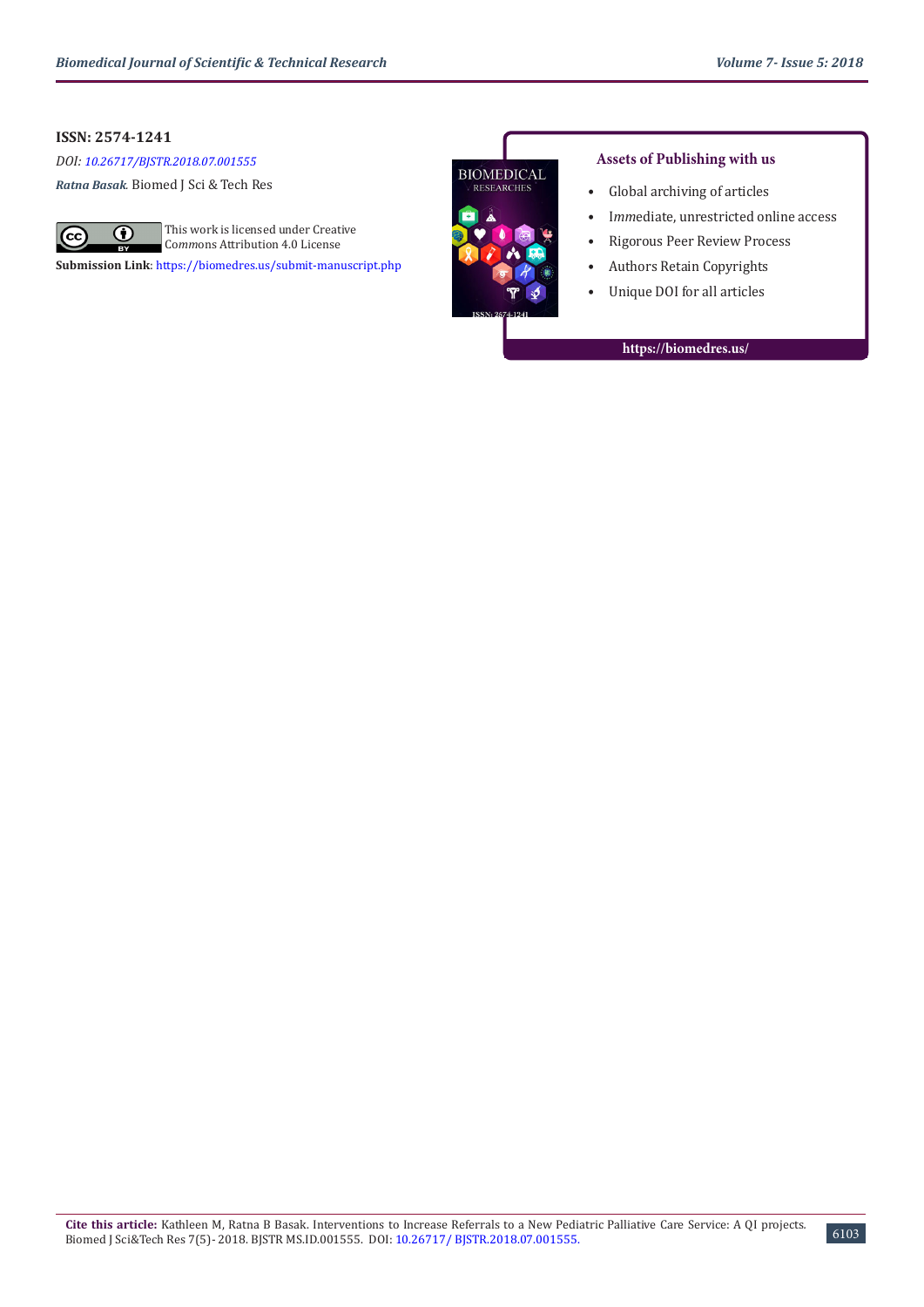**ISSN: 2574-1241**

*DOI: 10.26717/BJSTR.2018.07.001555*

***Ratna Basak.*** Biomed J Sci & Tech Res

This work is licensed under Creative Commons Attribution 4.0 License

**Submission Link**: https://biomedres.us/submit-manuscript.php

### Assets of Publishing with us

- Global archiving of articles
- Immediate, unrestricted online access
- Rigorous Peer Review Process
- Authors Retain Copyrights
- Unique DOI for all articles

**https://biomedres.us/**

**Cite this article:** Kathleen M, Ratna B Basak. Interventions to Increase Referrals to a New Pediatric Palliative Care Service: A QI projects. Biomed J Sci&Tech Res 7(5)- 2018. BJSTR MS.ID.001555. DOI: 10.26717/ BJSTR.2018.07.001555.